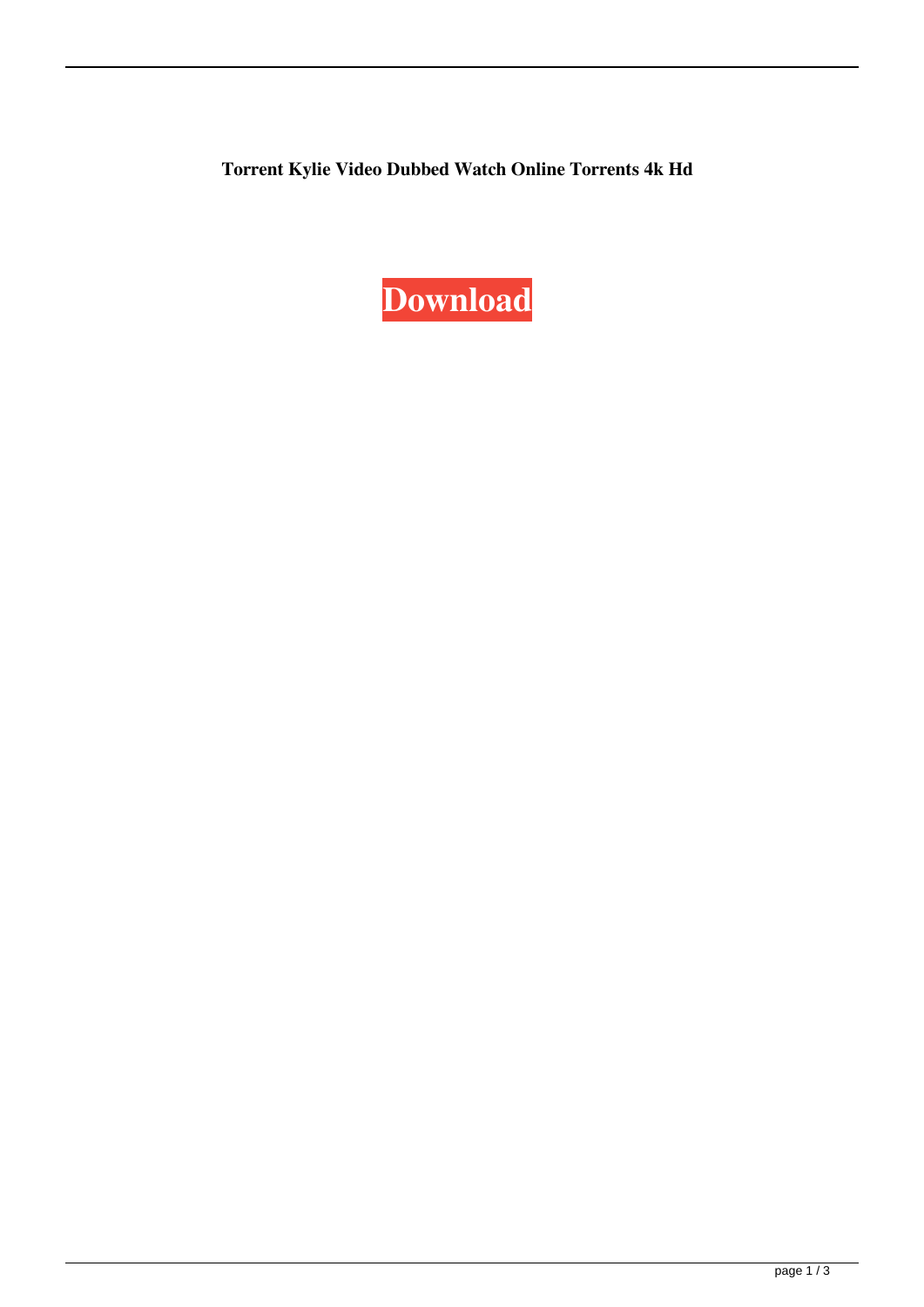**Torrent Kylie Video Dubbed Watch Online Torrents 4k Hd**

**Download**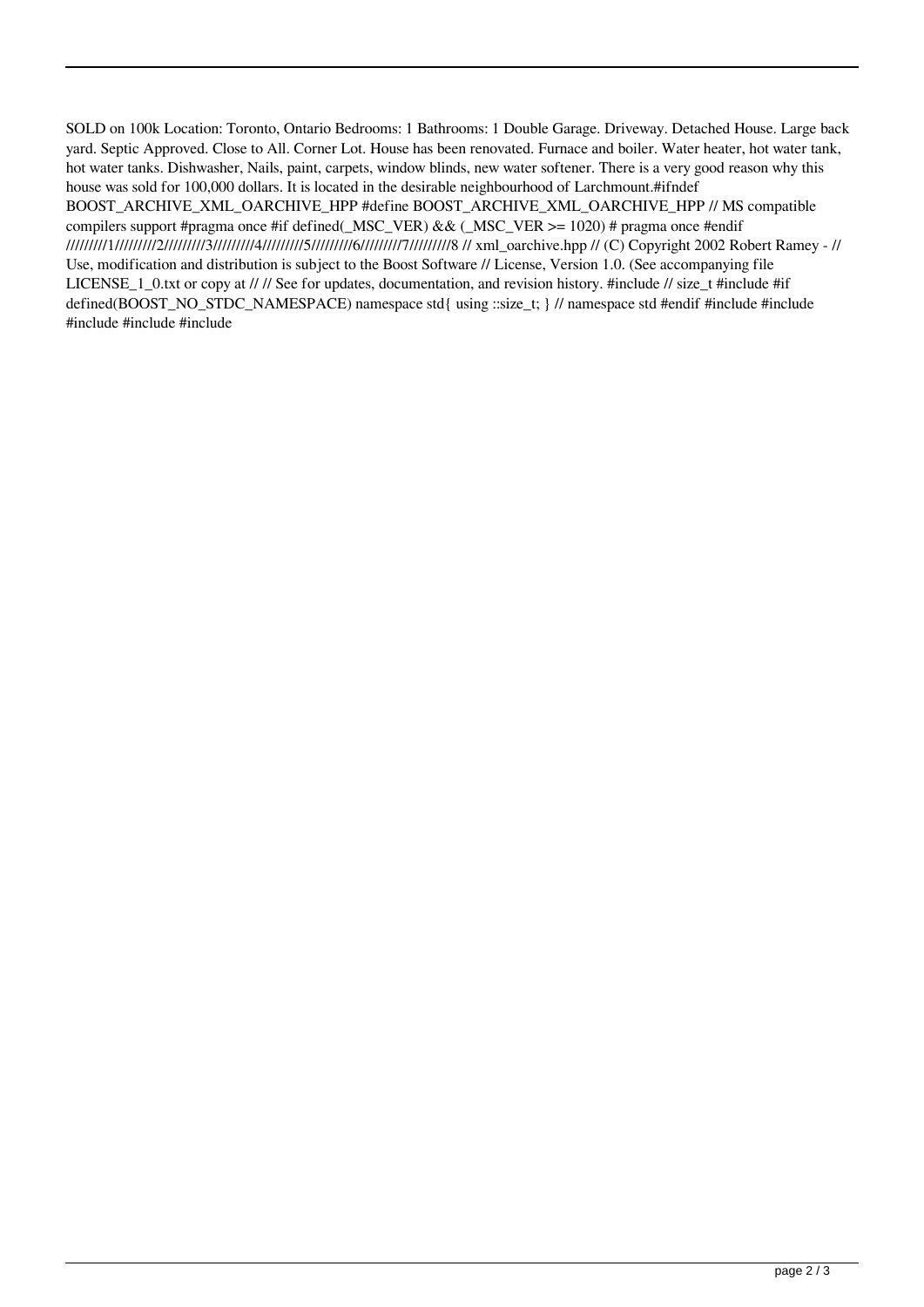SOLD on 100k Location: Toronto, Ontario Bedrooms: 1 Bathrooms: 1 Double Garage. Driveway. Detached House. Large back yard. Septic Approved. Close to All. Corner Lot. House has been renovated. Furnace and boiler. Water heater, hot water tank, hot water tanks. Dishwasher, Nails, paint, carpets, window blinds, new water softener. There is a very good reason why this house was sold for 100,000 dollars. It is located in the desirable neighbourhood of Larchmount.#ifndef BOOST_ARCHIVE_XML_OARCHIVE_HPP #define BOOST_ARCHIVE_XML_OARCHIVE_HPP // MS compatible compilers support #pragma once #if defined(_MSC_VER) && (_MSC_VER >= 1020) # pragma once #endif /////////1/////////2/////////3/////////4/////////5/////////6/////////7/////////8 // xml_oarchive.hpp // (C) Copyright 2002 Robert Ramey - // Use, modification and distribution is subject to the Boost Software // License, Version 1.0. (See accompanying file LICENSE_1_0.txt or copy at // // See for updates, documentation, and revision history. #include // size_t #include #if defined(BOOST_NO_STDC_NAMESPACE) namespace std{ using ::size_t; } // namespace std #endif #include #include #include #include #include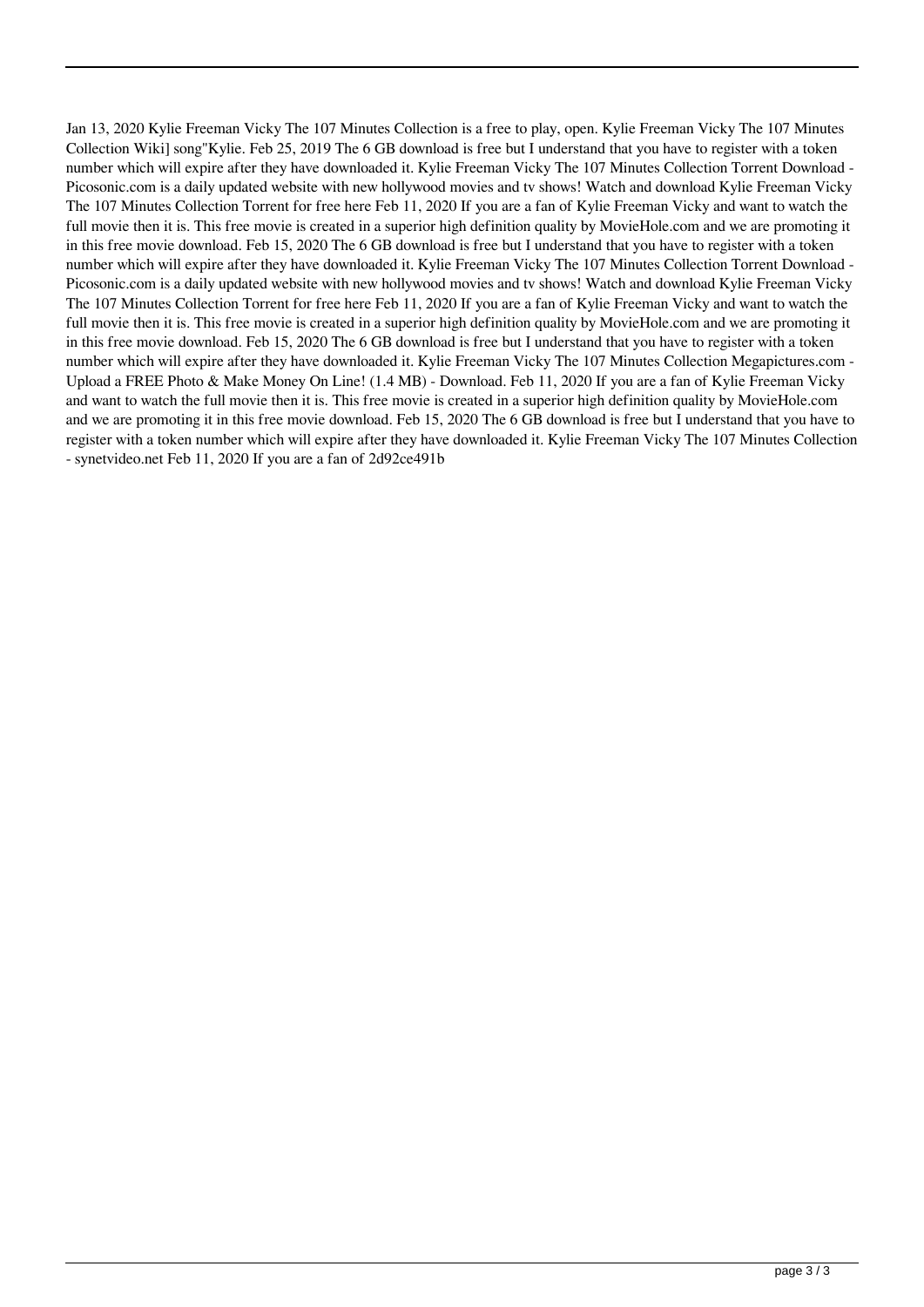Jan 13, 2020 Kylie Freeman Vicky The 107 Minutes Collection is a free to play, open. Kylie Freeman Vicky The 107 Minutes Collection Wiki] song"Kylie. Feb 25, 2019 The 6 GB download is free but I understand that you have to register with a token number which will expire after they have downloaded it. Kylie Freeman Vicky The 107 Minutes Collection Torrent Download - Picosonic.com is a daily updated website with new hollywood movies and tv shows! Watch and download Kylie Freeman Vicky The 107 Minutes Collection Torrent for free here Feb 11, 2020 If you are a fan of Kylie Freeman Vicky and want to watch the full movie then it is. This free movie is created in a superior high definition quality by MovieHole.com and we are promoting it in this free movie download. Feb 15, 2020 The 6 GB download is free but I understand that you have to register with a token number which will expire after they have downloaded it. Kylie Freeman Vicky The 107 Minutes Collection Torrent Download - Picosonic.com is a daily updated website with new hollywood movies and tv shows! Watch and download Kylie Freeman Vicky The 107 Minutes Collection Torrent for free here Feb 11, 2020 If you are a fan of Kylie Freeman Vicky and want to watch the full movie then it is. This free movie is created in a superior high definition quality by MovieHole.com and we are promoting it in this free movie download. Feb 15, 2020 The 6 GB download is free but I understand that you have to register with a token number which will expire after they have downloaded it. Kylie Freeman Vicky The 107 Minutes Collection Megapictures.com - Upload a FREE Photo & Make Money On Line! (1.4 MB) - Download. Feb 11, 2020 If you are a fan of Kylie Freeman Vicky and want to watch the full movie then it is. This free movie is created in a superior high definition quality by MovieHole.com and we are promoting it in this free movie download. Feb 15, 2020 The 6 GB download is free but I understand that you have to register with a token number which will expire after they have downloaded it. Kylie Freeman Vicky The 107 Minutes Collection - synetvideo.net Feb 11, 2020 If you are a fan of 2d92ce491b